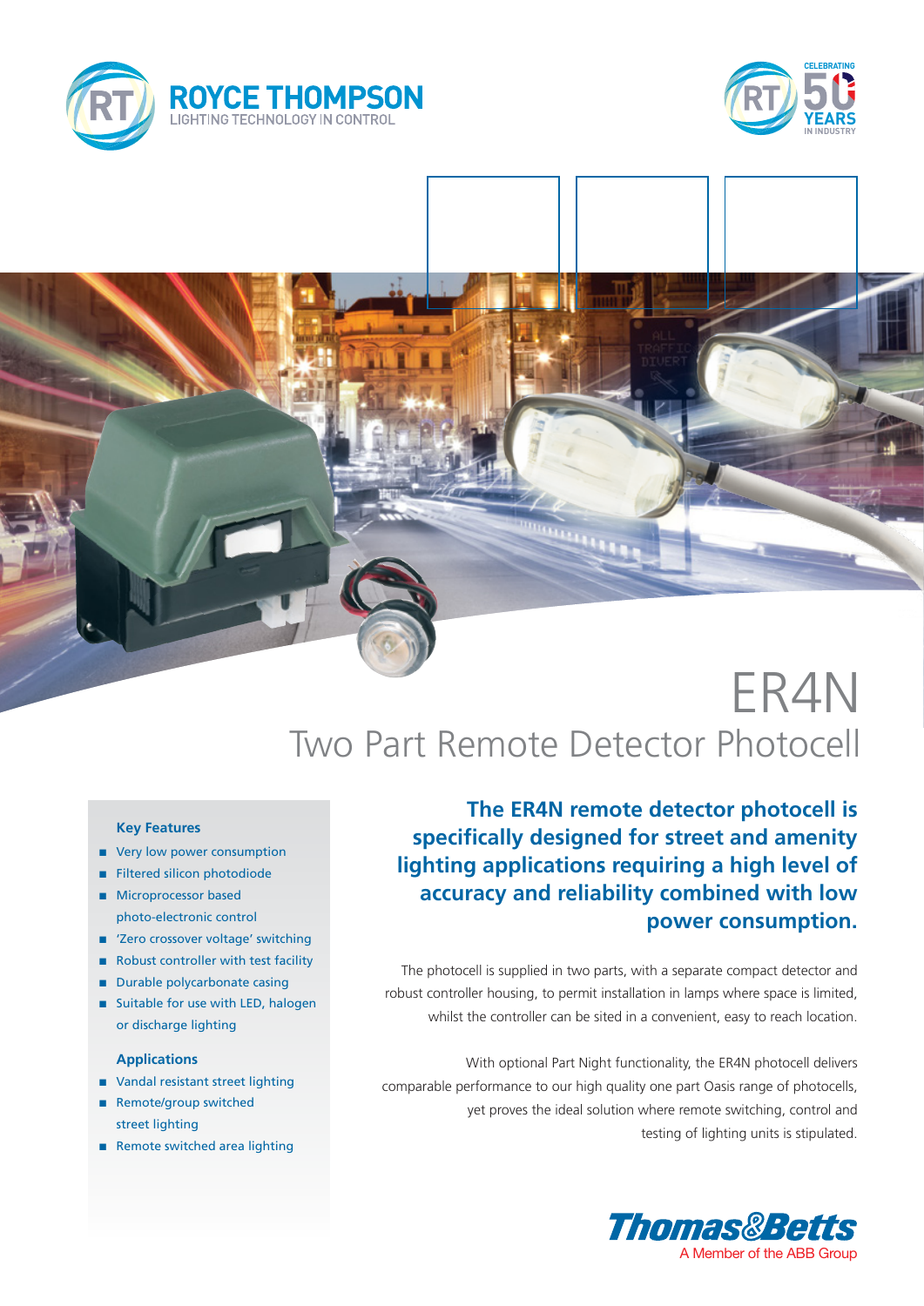ROYCE THOMPSON
LIGHTING TECHNOLOGY IN CONTROL

CELEBRATING 50 YEARS IN INDUSTRY

# ER4N

## Two Part Remote Detector Photocell

### Key Features

- Very low power consumption
- Filtered silicon photodiode
- Microprocessor based photo-electronic control
- 'Zero crossover voltage' switching
- Robust controller with test facility
- Durable polycarbonate casing
- Suitable for use with LED, halogen or discharge lighting

### Applications

- Vandal resistant street lighting
- Remote/group switched street lighting
- Remote switched area lighting

**The ER4N remote detector photocell is specifically designed for street and amenity lighting applications requiring a high level of accuracy and reliability combined with low power consumption.**

The photocell is supplied in two parts, with a separate compact detector and robust controller housing, to permit installation in lamps where space is limited, whilst the controller can be sited in a convenient, easy to reach location.

With optional Part Night functionality, the ER4N photocell delivers comparable performance to our high quality one part Oasis range of photocells, yet proves the ideal solution where remote switching, control and testing of lighting units is stipulated.

Thomas&Betts
A Member of the ABB Group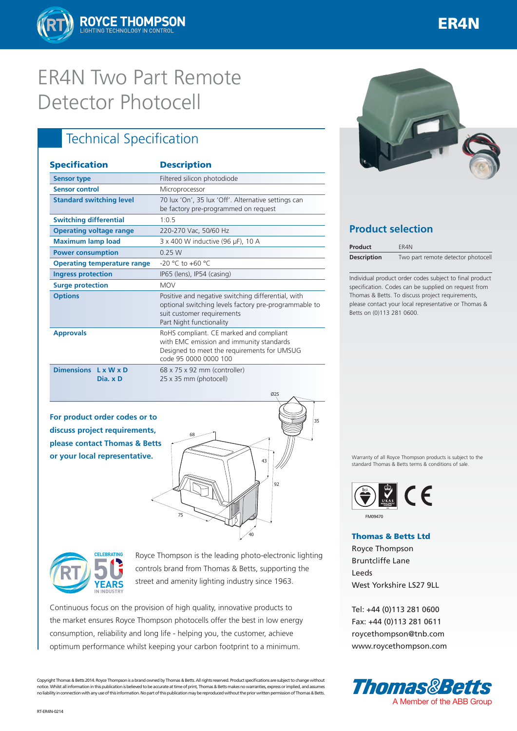# ER4N Two Part Remote Detector Photocell

## Technical Specification

| Specification | Description |
|---|---|
| Sensor type | Filtered silicon photodiode |
| Sensor control | Microprocessor |
| Standard switching level | 70 lux 'On', 35 lux 'Off'. Alternative settings can be factory pre-programmed on request |
| Switching differential | 1:0.5 |
| Operating voltage range | 220-270 Vac, 50/60 Hz |
| Maximum lamp load | 3 x 400 W inductive (96 µF), 10 A |
| Power consumption | 0.25 W |
| Operating temperature range | -20 °C to +60 °C |
| Ingress protection | IP65 (lens), IP54 (casing) |
| Surge protection | MOV |
| Options | Positive and negative switching differential, with optional switching levels factory pre-programmable to suit customer requirements<br>Part Night functionality |
| Approvals | RoHS compliant. CE marked and compliant with EMC emission and immunity standards<br>Designed to meet the requirements for UMSUG code 95 0000 0000 100 |
| Dimensions L x W x D<br>Dia. x D | 68 x 75 x 92 mm (controller)<br>25 x 35 mm (photocell) |

**For product order codes or to discuss project requirements, please contact Thomas & Betts or your local representative.**

Ø25
35
68
43
92
75
40

Royce Thompson is the leading photo-electronic lighting controls brand from Thomas & Betts, supporting the street and amenity lighting industry since 1963.

Continuous focus on the provision of high quality, innovative products to the market ensures Royce Thompson photocells offer the best in low energy consumption, reliability and long life - helping you, the customer, achieve optimum performance whilst keeping your carbon footprint to a minimum.

## Product selection

| | |
|---|---|
| **Product** | ER4N |
| **Description** | Two part remote detector photocell |

Individual product order codes subject to final product specification. Codes can be supplied on request from Thomas & Betts. To discuss project requirements, please contact your local representative or Thomas & Betts on (0)113 281 0600.

Warranty of all Royce Thompson products is subject to the standard Thomas & Betts terms & conditions of sale.

FM09470

**Thomas & Betts Ltd**
Royce Thompson
Bruntcliffe Lane
Leeds
West Yorkshire LS27 9LL

Tel: +44 (0)113 281 0600
Fax: +44 (0)113 281 0611
roycethompson@tnb.com
www.roycethompson.com

Thomas&Betts
A Member of the ABB Group

Copyright Thomas & Betts 2014. Royce Thompson is a brand owned by Thomas & Betts. All rights reserved. Product specifications are subject to change without notice. Whilst all information in this publication is believed to be accurate at time of print, Thomas & Betts makes no warranties, express or implied, and assumes no liability in connection with any use of this information. No part of this publication may be reproduced without the prior written permission of Thomas & Betts.

RT-ER4N-0214